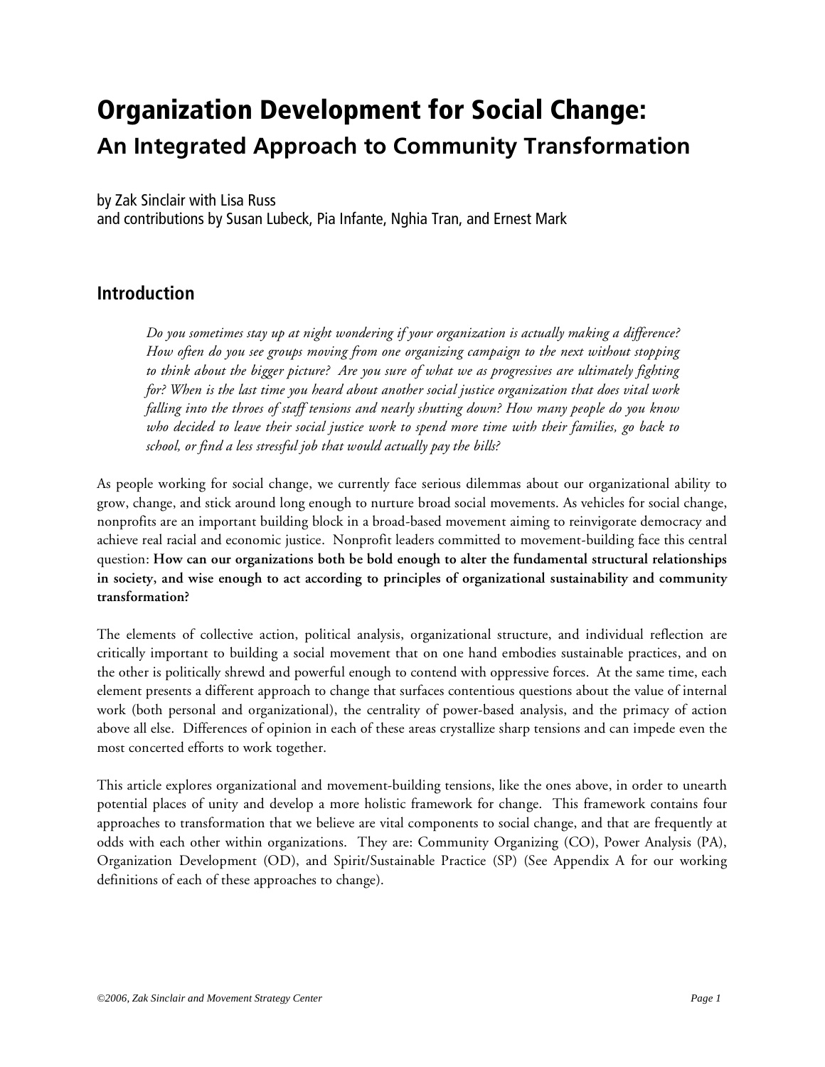# Organization Development for Social Change:

## An Integrated Approach to Community Transformation

by Zak Sinclair with Lisa Russ
and contributions by Susan Lubeck, Pia Infante, Nghia Tran, and Ernest Mark

## Introduction

> *Do you sometimes stay up at night wondering if your organization is actually making a difference? How often do you see groups moving from one organizing campaign to the next without stopping to think about the bigger picture? Are you sure of what we as progressives are ultimately fighting for? When is the last time you heard about another social justice organization that does vital work falling into the throes of staff tensions and nearly shutting down? How many people do you know who decided to leave their social justice work to spend more time with their families, go back to school, or find a less stressful job that would actually pay the bills?*

As people working for social change, we currently face serious dilemmas about our organizational ability to grow, change, and stick around long enough to nurture broad social movements. As vehicles for social change, nonprofits are an important building block in a broad-based movement aiming to reinvigorate democracy and achieve real racial and economic justice. Nonprofit leaders committed to movement-building face this central question: **How can our organizations both be bold enough to alter the fundamental structural relationships in society, and wise enough to act according to principles of organizational sustainability and community transformation?**

The elements of collective action, political analysis, organizational structure, and individual reflection are critically important to building a social movement that on one hand embodies sustainable practices, and on the other is politically shrewd and powerful enough to contend with oppressive forces. At the same time, each element presents a different approach to change that surfaces contentious questions about the value of internal work (both personal and organizational), the centrality of power-based analysis, and the primacy of action above all else. Differences of opinion in each of these areas crystallize sharp tensions and can impede even the most concerted efforts to work together.

This article explores organizational and movement-building tensions, like the ones above, in order to unearth potential places of unity and develop a more holistic framework for change. This framework contains four approaches to transformation that we believe are vital components to social change, and that are frequently at odds with each other within organizations. They are: Community Organizing (CO), Power Analysis (PA), Organization Development (OD), and Spirit/Sustainable Practice (SP) (See Appendix A for our working definitions of each of these approaches to change).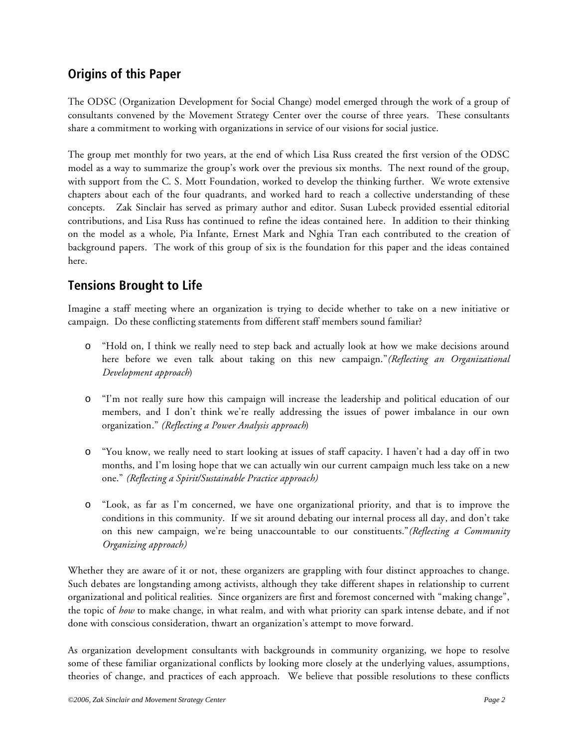## Origins of this Paper

The ODSC (Organization Development for Social Change) model emerged through the work of a group of consultants convened by the Movement Strategy Center over the course of three years. These consultants share a commitment to working with organizations in service of our visions for social justice.

The group met monthly for two years, at the end of which Lisa Russ created the first version of the ODSC model as a way to summarize the group's work over the previous six months. The next round of the group, with support from the C. S. Mott Foundation, worked to develop the thinking further. We wrote extensive chapters about each of the four quadrants, and worked hard to reach a collective understanding of these concepts. Zak Sinclair has served as primary author and editor. Susan Lubeck provided essential editorial contributions, and Lisa Russ has continued to refine the ideas contained here. In addition to their thinking on the model as a whole, Pia Infante, Ernest Mark and Nghia Tran each contributed to the creation of background papers. The work of this group of six is the foundation for this paper and the ideas contained here.

## Tensions Brought to Life

Imagine a staff meeting where an organization is trying to decide whether to take on a new initiative or campaign. Do these conflicting statements from different staff members sound familiar?

- "Hold on, I think we really need to step back and actually look at how we make decisions around here before we even talk about taking on this new campaign." *(Reflecting an Organizational Development approach*)

- "I'm not really sure how this campaign will increase the leadership and political education of our members, and I don't think we're really addressing the issues of power imbalance in our own organization." *(Reflecting a Power Analysis approach*)

- "You know, we really need to start looking at issues of staff capacity. I haven't had a day off in two months, and I'm losing hope that we can actually win our current campaign much less take on a new one." *(Reflecting a Spirit/Sustainable Practice approach)*

- "Look, as far as I'm concerned, we have one organizational priority, and that is to improve the conditions in this community. If we sit around debating our internal process all day, and don't take on this new campaign, we're being unaccountable to our constituents." *(Reflecting a Community Organizing approach)*

Whether they are aware of it or not, these organizers are grappling with four distinct approaches to change. Such debates are longstanding among activists, although they take different shapes in relationship to current organizational and political realities. Since organizers are first and foremost concerned with "making change", the topic of *how* to make change, in what realm, and with what priority can spark intense debate, and if not done with conscious consideration, thwart an organization's attempt to move forward.

As organization development consultants with backgrounds in community organizing, we hope to resolve some of these familiar organizational conflicts by looking more closely at the underlying values, assumptions, theories of change, and practices of each approach. We believe that possible resolutions to these conflicts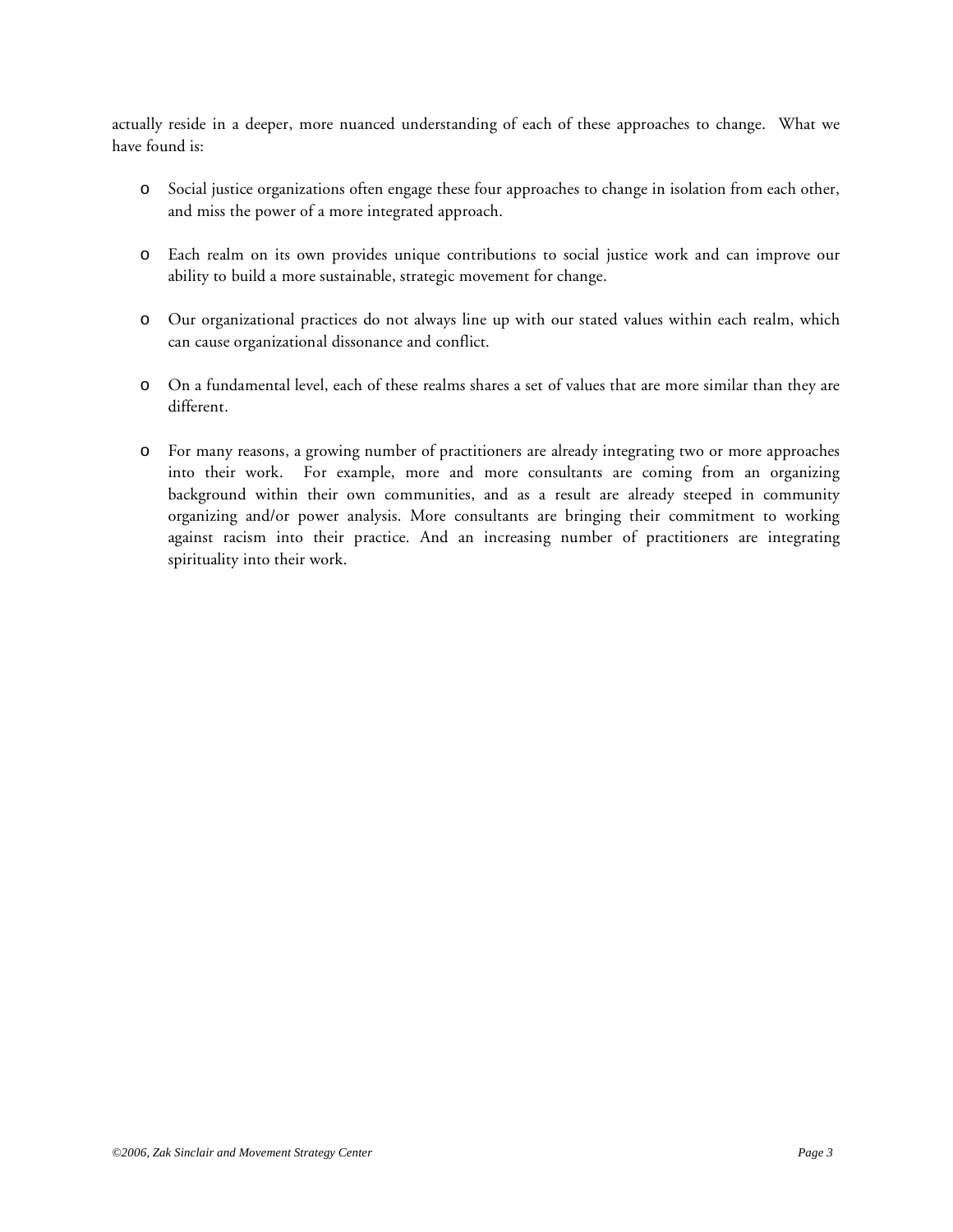actually reside in a deeper, more nuanced understanding of each of these approaches to change. What we have found is:

- Social justice organizations often engage these four approaches to change in isolation from each other, and miss the power of a more integrated approach.

- Each realm on its own provides unique contributions to social justice work and can improve our ability to build a more sustainable, strategic movement for change.

- Our organizational practices do not always line up with our stated values within each realm, which can cause organizational dissonance and conflict.

- On a fundamental level, each of these realms shares a set of values that are more similar than they are different.

- For many reasons, a growing number of practitioners are already integrating two or more approaches into their work. For example, more and more consultants are coming from an organizing background within their own communities, and as a result are already steeped in community organizing and/or power analysis. More consultants are bringing their commitment to working against racism into their practice. And an increasing number of practitioners are integrating spirituality into their work.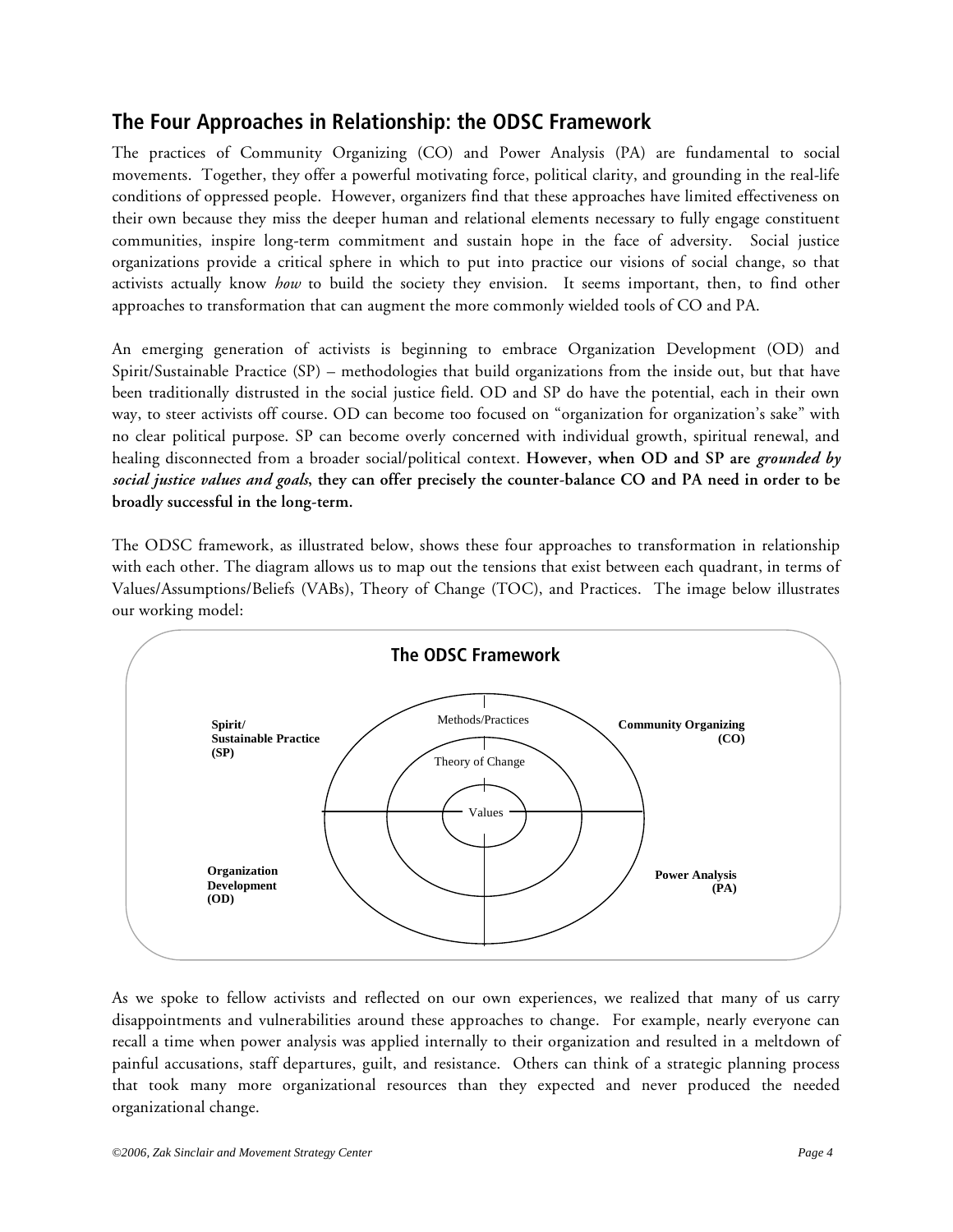## The Four Approaches in Relationship: the ODSC Framework

The practices of Community Organizing (CO) and Power Analysis (PA) are fundamental to social movements. Together, they offer a powerful motivating force, political clarity, and grounding in the real-life conditions of oppressed people. However, organizers find that these approaches have limited effectiveness on their own because they miss the deeper human and relational elements necessary to fully engage constituent communities, inspire long-term commitment and sustain hope in the face of adversity. Social justice organizations provide a critical sphere in which to put into practice our visions of social change, so that activists actually know *how* to build the society they envision. It seems important, then, to find other approaches to transformation that can augment the more commonly wielded tools of CO and PA.

An emerging generation of activists is beginning to embrace Organization Development (OD) and Spirit/Sustainable Practice (SP) – methodologies that build organizations from the inside out, but that have been traditionally distrusted in the social justice field. OD and SP do have the potential, each in their own way, to steer activists off course. OD can become too focused on "organization for organization's sake" with no clear political purpose. SP can become overly concerned with individual growth, spiritual renewal, and healing disconnected from a broader social/political context. **However, when OD and SP are *grounded by social justice values and goals*, they can offer precisely the counter-balance CO and PA need in order to be broadly successful in the long-term.**

The ODSC framework, as illustrated below, shows these four approaches to transformation in relationship with each other. The diagram allows us to map out the tensions that exist between each quadrant, in terms of Values/Assumptions/Beliefs (VABs), Theory of Change (TOC), and Practices. The image below illustrates our working model:

**The ODSC Framework**

Spirit/ Sustainable Practice (SP)

Methods/Practices

Theory of Change

Values

Community Organizing (CO)

Organization Development (OD)

Power Analysis (PA)

As we spoke to fellow activists and reflected on our own experiences, we realized that many of us carry disappointments and vulnerabilities around these approaches to change. For example, nearly everyone can recall a time when power analysis was applied internally to their organization and resulted in a meltdown of painful accusations, staff departures, guilt, and resistance. Others can think of a strategic planning process that took many more organizational resources than they expected and never produced the needed organizational change.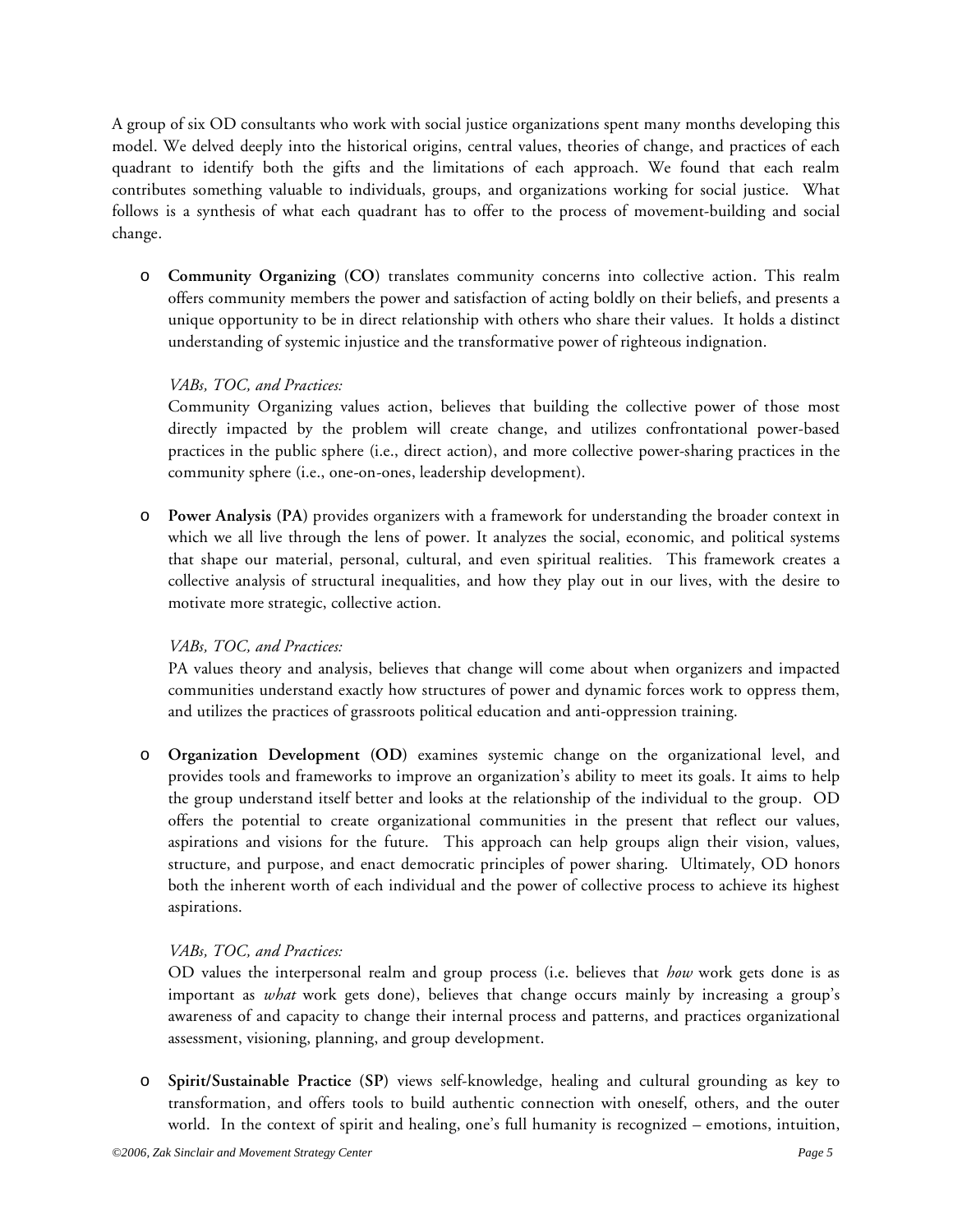A group of six OD consultants who work with social justice organizations spent many months developing this model. We delved deeply into the historical origins, central values, theories of change, and practices of each quadrant to identify both the gifts and the limitations of each approach. We found that each realm contributes something valuable to individuals, groups, and organizations working for social justice. What follows is a synthesis of what each quadrant has to offer to the process of movement-building and social change.

- **Community Organizing (CO)** translates community concerns into collective action. This realm offers community members the power and satisfaction of acting boldly on their beliefs, and presents a unique opportunity to be in direct relationship with others who share their values. It holds a distinct understanding of systemic injustice and the transformative power of righteous indignation.

  *VABs, TOC, and Practices:*
  Community Organizing values action, believes that building the collective power of those most directly impacted by the problem will create change, and utilizes confrontational power-based practices in the public sphere (i.e., direct action), and more collective power-sharing practices in the community sphere (i.e., one-on-ones, leadership development).

- **Power Analysis (PA)** provides organizers with a framework for understanding the broader context in which we all live through the lens of power. It analyzes the social, economic, and political systems that shape our material, personal, cultural, and even spiritual realities. This framework creates a collective analysis of structural inequalities, and how they play out in our lives, with the desire to motivate more strategic, collective action.

  *VABs, TOC, and Practices:*
  PA values theory and analysis, believes that change will come about when organizers and impacted communities understand exactly how structures of power and dynamic forces work to oppress them, and utilizes the practices of grassroots political education and anti-oppression training.

- **Organization Development (OD)** examines systemic change on the organizational level, and provides tools and frameworks to improve an organization's ability to meet its goals. It aims to help the group understand itself better and looks at the relationship of the individual to the group. OD offers the potential to create organizational communities in the present that reflect our values, aspirations and visions for the future. This approach can help groups align their vision, values, structure, and purpose, and enact democratic principles of power sharing. Ultimately, OD honors both the inherent worth of each individual and the power of collective process to achieve its highest aspirations.

  *VABs, TOC, and Practices:*
  OD values the interpersonal realm and group process (i.e. believes that *how* work gets done is as important as *what* work gets done), believes that change occurs mainly by increasing a group's awareness of and capacity to change their internal process and patterns, and practices organizational assessment, visioning, planning, and group development.

- **Spirit/Sustainable Practice (SP)** views self-knowledge, healing and cultural grounding as key to transformation, and offers tools to build authentic connection with oneself, others, and the outer world. In the context of spirit and healing, one's full humanity is recognized – emotions, intuition,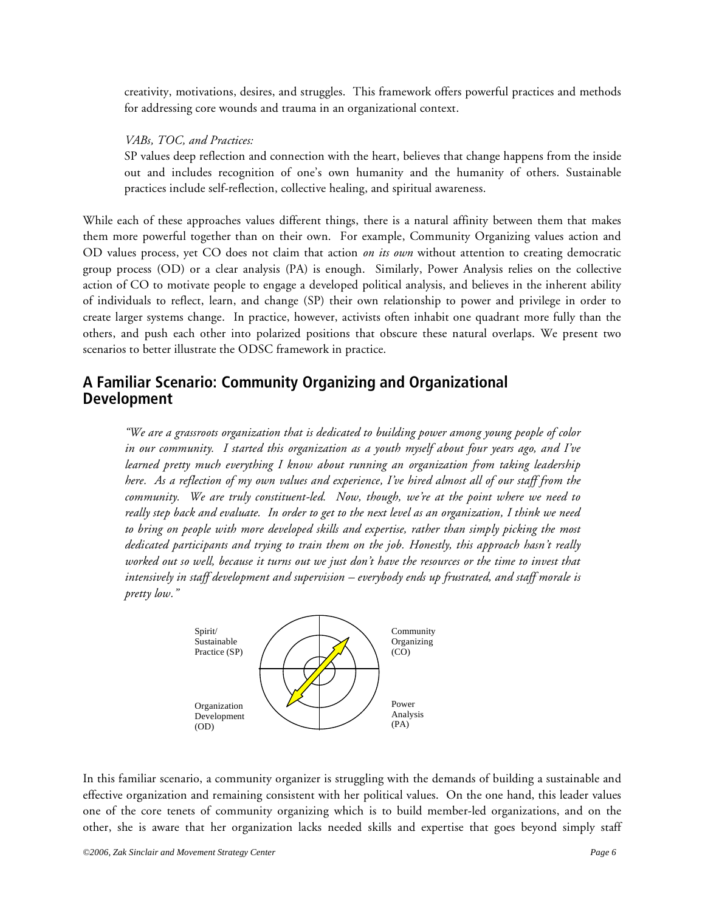creativity, motivations, desires, and struggles. This framework offers powerful practices and methods for addressing core wounds and trauma in an organizational context.

*VABs, TOC, and Practices:*

SP values deep reflection and connection with the heart, believes that change happens from the inside out and includes recognition of one's own humanity and the humanity of others. Sustainable practices include self-reflection, collective healing, and spiritual awareness.

While each of these approaches values different things, there is a natural affinity between them that makes them more powerful together than on their own. For example, Community Organizing values action and OD values process, yet CO does not claim that action *on its own* without attention to creating democratic group process (OD) or a clear analysis (PA) is enough. Similarly, Power Analysis relies on the collective action of CO to motivate people to engage a developed political analysis, and believes in the inherent ability of individuals to reflect, learn, and change (SP) their own relationship to power and privilege in order to create larger systems change. In practice, however, activists often inhabit one quadrant more fully than the others, and push each other into polarized positions that obscure these natural overlaps. We present two scenarios to better illustrate the ODSC framework in practice.

## A Familiar Scenario: Community Organizing and Organizational Development

*"We are a grassroots organization that is dedicated to building power among young people of color in our community. I started this organization as a youth myself about four years ago, and I've learned pretty much everything I know about running an organization from taking leadership here. As a reflection of my own values and experience, I've hired almost all of our staff from the community. We are truly constituent-led. Now, though, we're at the point where we need to really step back and evaluate. In order to get to the next level as an organization, I think we need to bring on people with more developed skills and expertise, rather than simply picking the most dedicated participants and trying to train them on the job. Honestly, this approach hasn't really worked out so well, because it turns out we just don't have the resources or the time to invest that intensively in staff development and supervision – everybody ends up frustrated, and staff morale is pretty low."*

Spirit/
Sustainable
Practice (SP)

Community
Organizing
(CO)

Organization
Development
(OD)

Power
Analysis
(PA)

In this familiar scenario, a community organizer is struggling with the demands of building a sustainable and effective organization and remaining consistent with her political values. On the one hand, this leader values one of the core tenets of community organizing which is to build member-led organizations, and on the other, she is aware that her organization lacks needed skills and expertise that goes beyond simply staff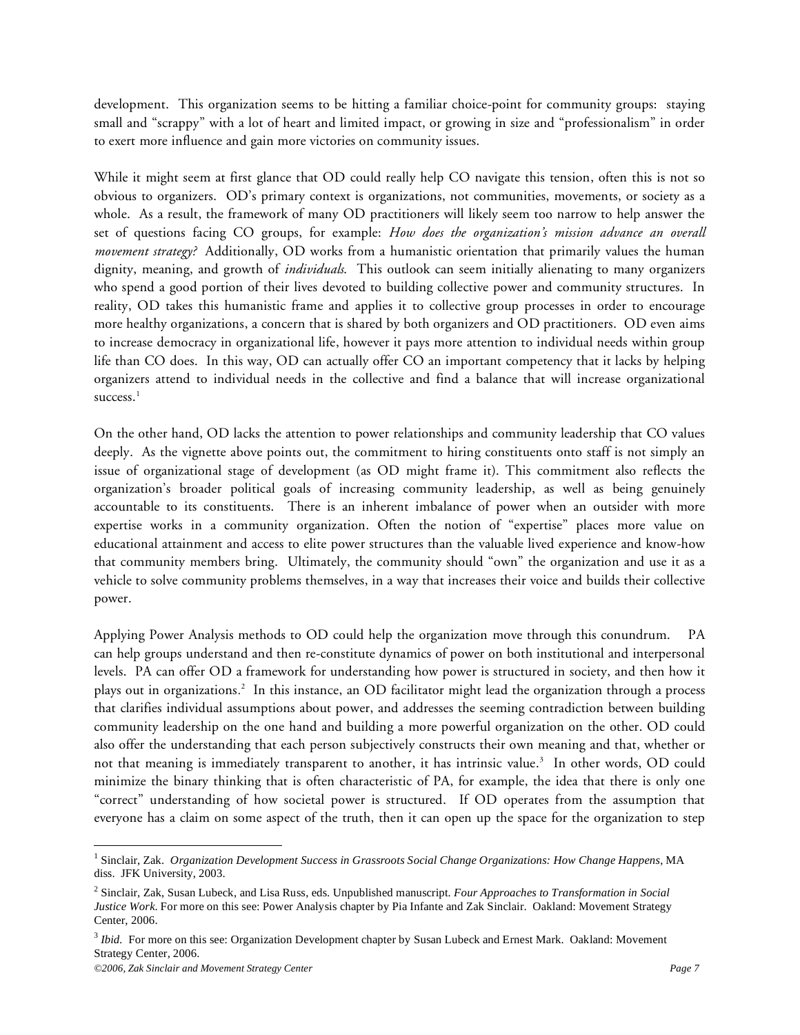development. This organization seems to be hitting a familiar choice-point for community groups: staying small and "scrappy" with a lot of heart and limited impact, or growing in size and "professionalism" in order to exert more influence and gain more victories on community issues.

While it might seem at first glance that OD could really help CO navigate this tension, often this is not so obvious to organizers. OD's primary context is organizations, not communities, movements, or society as a whole. As a result, the framework of many OD practitioners will likely seem too narrow to help answer the set of questions facing CO groups, for example: *How does the organization's mission advance an overall movement strategy?* Additionally, OD works from a humanistic orientation that primarily values the human dignity, meaning, and growth of *individuals*. This outlook can seem initially alienating to many organizers who spend a good portion of their lives devoted to building collective power and community structures. In reality, OD takes this humanistic frame and applies it to collective group processes in order to encourage more healthy organizations, a concern that is shared by both organizers and OD practitioners. OD even aims to increase democracy in organizational life, however it pays more attention to individual needs within group life than CO does. In this way, OD can actually offer CO an important competency that it lacks by helping organizers attend to individual needs in the collective and find a balance that will increase organizational success.[1]

On the other hand, OD lacks the attention to power relationships and community leadership that CO values deeply. As the vignette above points out, the commitment to hiring constituents onto staff is not simply an issue of organizational stage of development (as OD might frame it). This commitment also reflects the organization's broader political goals of increasing community leadership, as well as being genuinely accountable to its constituents. There is an inherent imbalance of power when an outsider with more expertise works in a community organization. Often the notion of "expertise" places more value on educational attainment and access to elite power structures than the valuable lived experience and know-how that community members bring. Ultimately, the community should "own" the organization and use it as a vehicle to solve community problems themselves, in a way that increases their voice and builds their collective power.

Applying Power Analysis methods to OD could help the organization move through this conundrum. PA can help groups understand and then re-constitute dynamics of power on both institutional and interpersonal levels. PA can offer OD a framework for understanding how power is structured in society, and then how it plays out in organizations.[2] In this instance, an OD facilitator might lead the organization through a process that clarifies individual assumptions about power, and addresses the seeming contradiction between building community leadership on the one hand and building a more powerful organization on the other. OD could also offer the understanding that each person subjectively constructs their own meaning and that, whether or not that meaning is immediately transparent to another, it has intrinsic value.[3] In other words, OD could minimize the binary thinking that is often characteristic of PA, for example, the idea that there is only one "correct" understanding of how societal power is structured. If OD operates from the assumption that everyone has a claim on some aspect of the truth, then it can open up the space for the organization to step

---

[1] Sinclair, Zak. *Organization Development Success in Grassroots Social Change Organizations: How Change Happens*, MA diss. JFK University, 2003.

[2] Sinclair, Zak, Susan Lubeck, and Lisa Russ, eds. Unpublished manuscript. *Four Approaches to Transformation in Social Justice Work*. For more on this see: Power Analysis chapter by Pia Infante and Zak Sinclair. Oakland: Movement Strategy Center, 2006.

[3] *Ibid*. For more on this see: Organization Development chapter by Susan Lubeck and Ernest Mark. Oakland: Movement Strategy Center, 2006.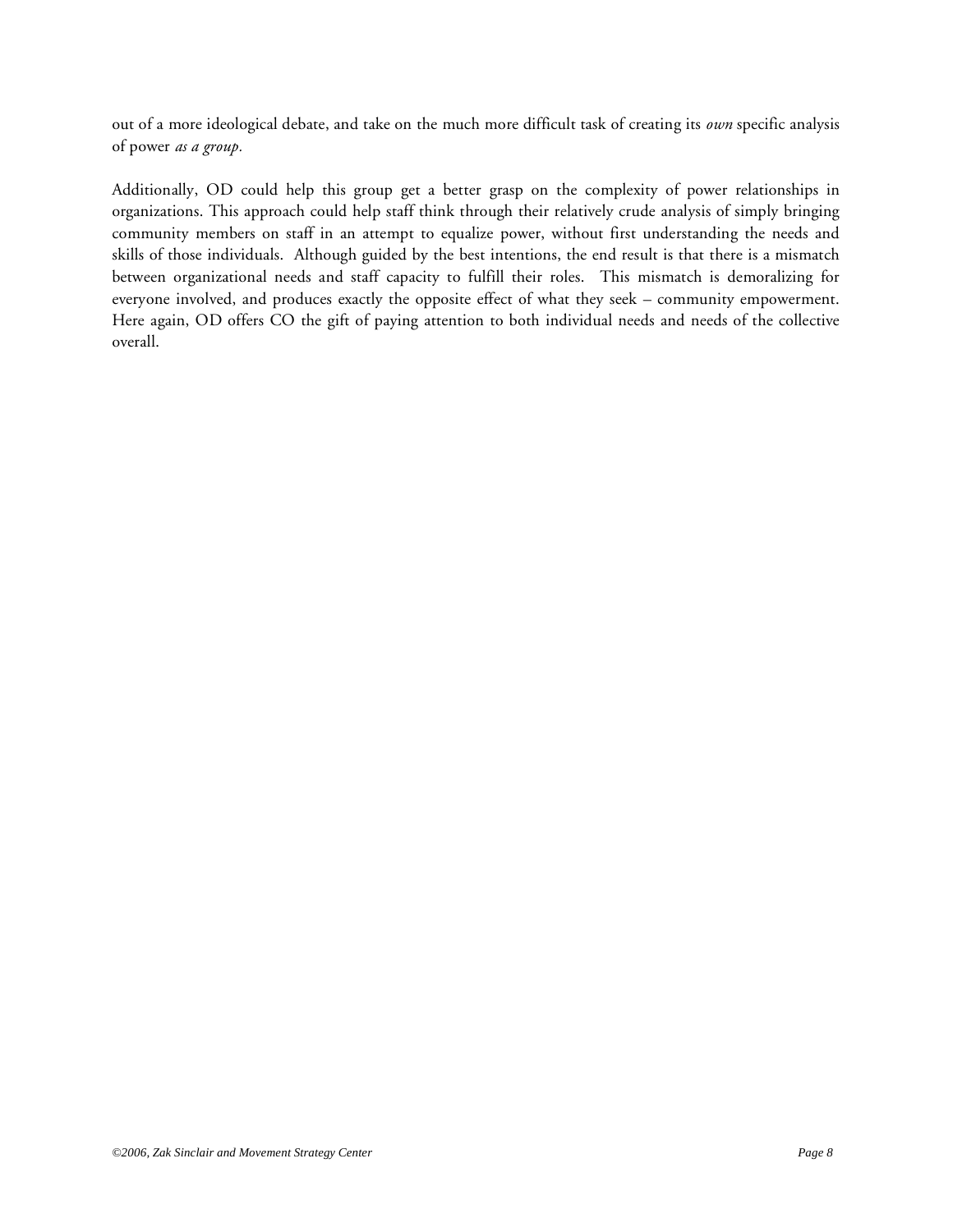out of a more ideological debate, and take on the much more difficult task of creating its *own* specific analysis of power *as a group*.

Additionally, OD could help this group get a better grasp on the complexity of power relationships in organizations. This approach could help staff think through their relatively crude analysis of simply bringing community members on staff in an attempt to equalize power, without first understanding the needs and skills of those individuals. Although guided by the best intentions, the end result is that there is a mismatch between organizational needs and staff capacity to fulfill their roles. This mismatch is demoralizing for everyone involved, and produces exactly the opposite effect of what they seek – community empowerment. Here again, OD offers CO the gift of paying attention to both individual needs and needs of the collective overall.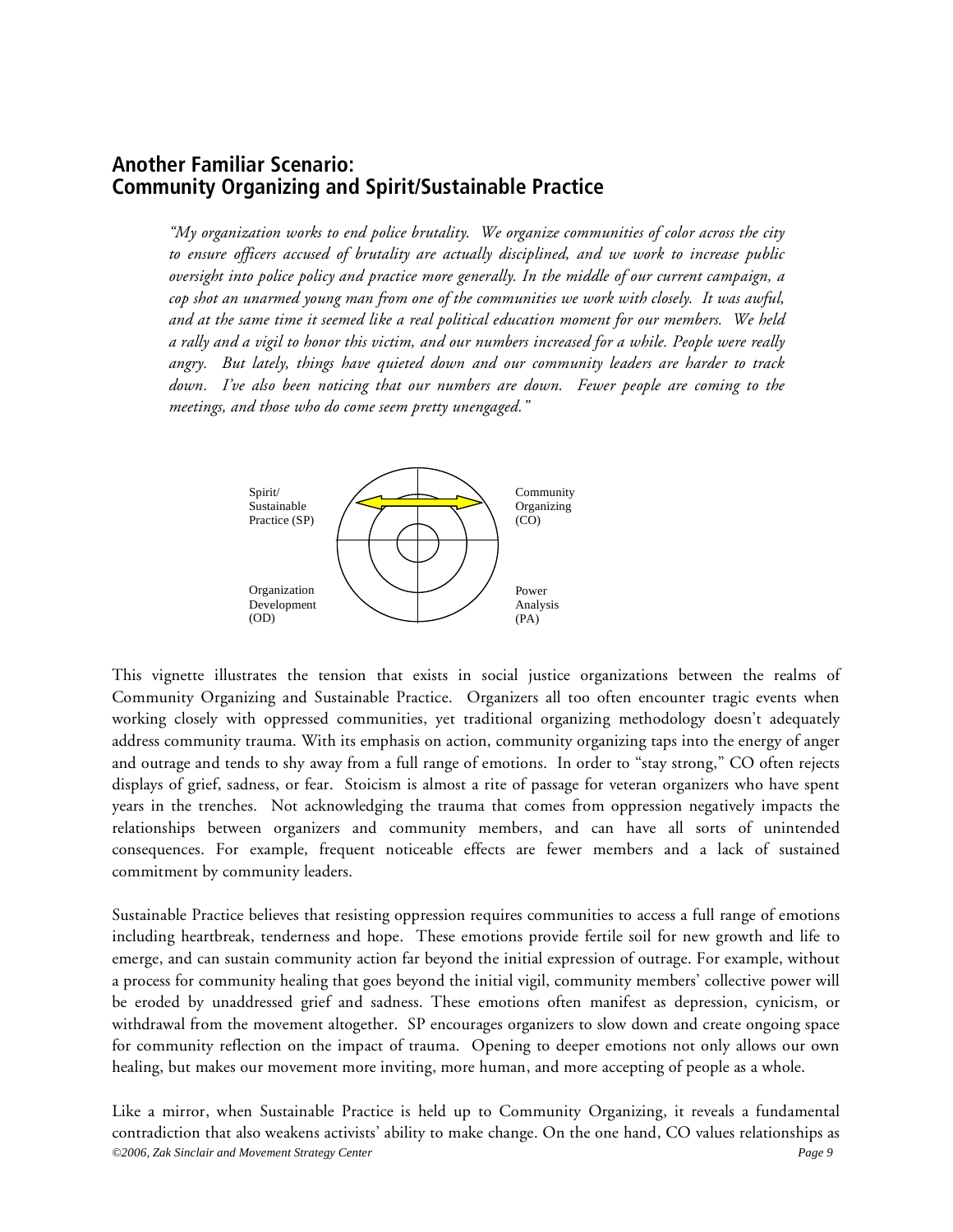## Another Familiar Scenario: Community Organizing and Spirit/Sustainable Practice

> *"My organization works to end police brutality. We organize communities of color across the city to ensure officers accused of brutality are actually disciplined, and we work to increase public oversight into police policy and practice more generally. In the middle of our current campaign, a cop shot an unarmed young man from one of the communities we work with closely. It was awful, and at the same time it seemed like a real political education moment for our members. We held a rally and a vigil to honor this victim, and our numbers increased for a while. People were really angry. But lately, things have quieted down and our community leaders are harder to track down. I've also been noticing that our numbers are down. Fewer people are coming to the meetings, and those who do come seem pretty unengaged."*

Spirit/ Sustainable Practice (SP)

Community Organizing (CO)

Organization Development (OD)

Power Analysis (PA)

This vignette illustrates the tension that exists in social justice organizations between the realms of Community Organizing and Sustainable Practice. Organizers all too often encounter tragic events when working closely with oppressed communities, yet traditional organizing methodology doesn't adequately address community trauma. With its emphasis on action, community organizing taps into the energy of anger and outrage and tends to shy away from a full range of emotions. In order to "stay strong," CO often rejects displays of grief, sadness, or fear. Stoicism is almost a rite of passage for veteran organizers who have spent years in the trenches. Not acknowledging the trauma that comes from oppression negatively impacts the relationships between organizers and community members, and can have all sorts of unintended consequences. For example, frequent noticeable effects are fewer members and a lack of sustained commitment by community leaders.

Sustainable Practice believes that resisting oppression requires communities to access a full range of emotions including heartbreak, tenderness and hope. These emotions provide fertile soil for new growth and life to emerge, and can sustain community action far beyond the initial expression of outrage. For example, without a process for community healing that goes beyond the initial vigil, community members' collective power will be eroded by unaddressed grief and sadness. These emotions often manifest as depression, cynicism, or withdrawal from the movement altogether. SP encourages organizers to slow down and create ongoing space for community reflection on the impact of trauma. Opening to deeper emotions not only allows our own healing, but makes our movement more inviting, more human, and more accepting of people as a whole.

Like a mirror, when Sustainable Practice is held up to Community Organizing, it reveals a fundamental contradiction that also weakens activists' ability to make change. On the one hand, CO values relationships as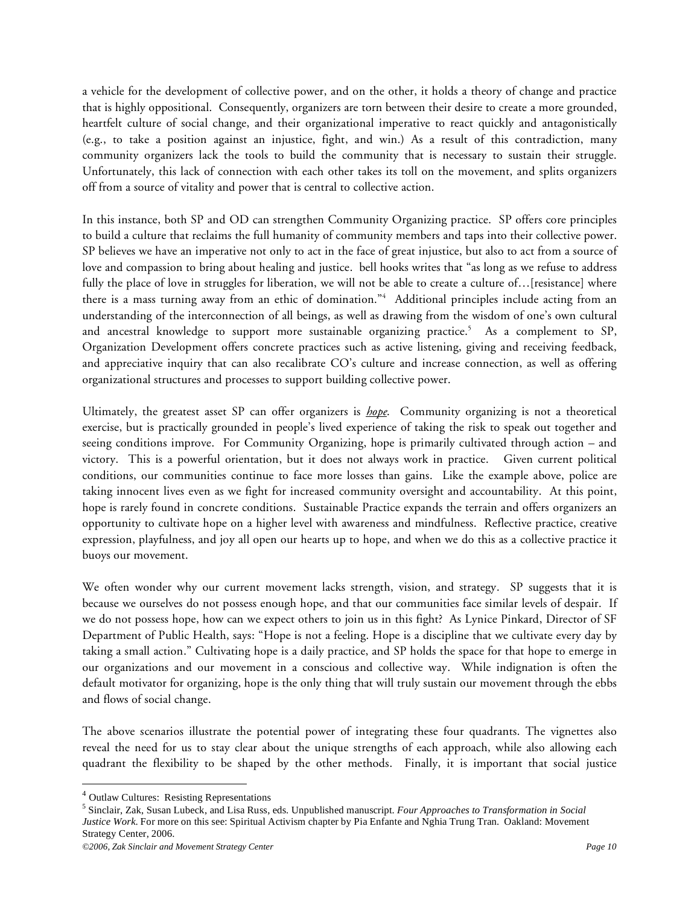a vehicle for the development of collective power, and on the other, it holds a theory of change and practice that is highly oppositional. Consequently, organizers are torn between their desire to create a more grounded, heartfelt culture of social change, and their organizational imperative to react quickly and antagonistically (e.g., to take a position against an injustice, fight, and win.) As a result of this contradiction, many community organizers lack the tools to build the community that is necessary to sustain their struggle. Unfortunately, this lack of connection with each other takes its toll on the movement, and splits organizers off from a source of vitality and power that is central to collective action.

In this instance, both SP and OD can strengthen Community Organizing practice. SP offers core principles to build a culture that reclaims the full humanity of community members and taps into their collective power. SP believes we have an imperative not only to act in the face of great injustice, but also to act from a source of love and compassion to bring about healing and justice. bell hooks writes that "as long as we refuse to address fully the place of love in struggles for liberation, we will not be able to create a culture of…[resistance] where there is a mass turning away from an ethic of domination."[4] Additional principles include acting from an understanding of the interconnection of all beings, as well as drawing from the wisdom of one's own cultural and ancestral knowledge to support more sustainable organizing practice.[5] As a complement to SP, Organization Development offers concrete practices such as active listening, giving and receiving feedback, and appreciative inquiry that can also recalibrate CO's culture and increase connection, as well as offering organizational structures and processes to support building collective power.

Ultimately, the greatest asset SP can offer organizers is ***hope***. Community organizing is not a theoretical exercise, but is practically grounded in people's lived experience of taking the risk to speak out together and seeing conditions improve. For Community Organizing, hope is primarily cultivated through action – and victory. This is a powerful orientation, but it does not always work in practice. Given current political conditions, our communities continue to face more losses than gains. Like the example above, police are taking innocent lives even as we fight for increased community oversight and accountability. At this point, hope is rarely found in concrete conditions. Sustainable Practice expands the terrain and offers organizers an opportunity to cultivate hope on a higher level with awareness and mindfulness. Reflective practice, creative expression, playfulness, and joy all open our hearts up to hope, and when we do this as a collective practice it buoys our movement.

We often wonder why our current movement lacks strength, vision, and strategy. SP suggests that it is because we ourselves do not possess enough hope, and that our communities face similar levels of despair. If we do not possess hope, how can we expect others to join us in this fight? As Lynice Pinkard, Director of SF Department of Public Health, says: "Hope is not a feeling. Hope is a discipline that we cultivate every day by taking a small action." Cultivating hope is a daily practice, and SP holds the space for that hope to emerge in our organizations and our movement in a conscious and collective way. While indignation is often the default motivator for organizing, hope is the only thing that will truly sustain our movement through the ebbs and flows of social change.

The above scenarios illustrate the potential power of integrating these four quadrants. The vignettes also reveal the need for us to stay clear about the unique strengths of each approach, while also allowing each quadrant the flexibility to be shaped by the other methods. Finally, it is important that social justice

---

[4] Outlaw Cultures: Resisting Representations

[5] Sinclair, Zak, Susan Lubeck, and Lisa Russ, eds. Unpublished manuscript. *Four Approaches to Transformation in Social Justice Work*. For more on this see: Spiritual Activism chapter by Pia Enfante and Nghia Trung Tran. Oakland: Movement Strategy Center, 2006.

*©2006, Zak Sinclair and Movement Strategy Center*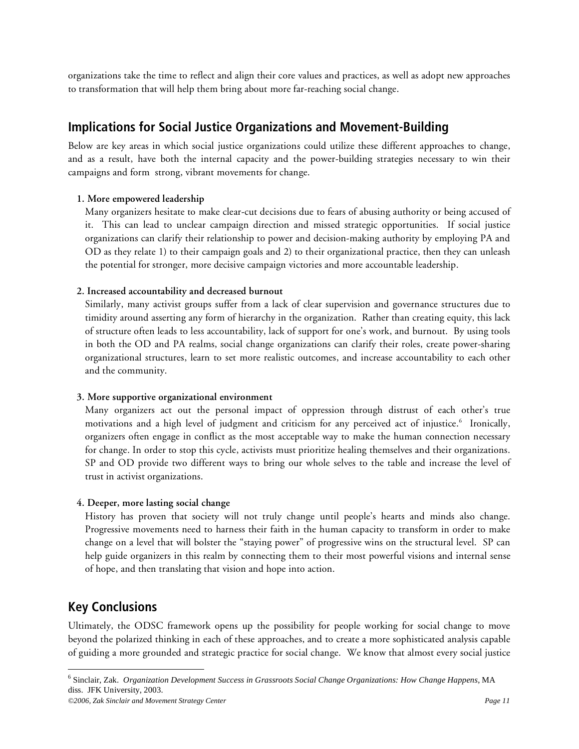organizations take the time to reflect and align their core values and practices, as well as adopt new approaches to transformation that will help them bring about more far-reaching social change.

## Implications for Social Justice Organizations and Movement-Building

Below are key areas in which social justice organizations could utilize these different approaches to change, and as a result, have both the internal capacity and the power-building strategies necessary to win their campaigns and form strong, vibrant movements for change.

1. **More empowered leadership**
   Many organizers hesitate to make clear-cut decisions due to fears of abusing authority or being accused of it. This can lead to unclear campaign direction and missed strategic opportunities. If social justice organizations can clarify their relationship to power and decision-making authority by employing PA and OD as they relate 1) to their campaign goals and 2) to their organizational practice, then they can unleash the potential for stronger, more decisive campaign victories and more accountable leadership.

2. **Increased accountability and decreased burnout**
   Similarly, many activist groups suffer from a lack of clear supervision and governance structures due to timidity around asserting any form of hierarchy in the organization. Rather than creating equity, this lack of structure often leads to less accountability, lack of support for one's work, and burnout. By using tools in both the OD and PA realms, social change organizations can clarify their roles, create power-sharing organizational structures, learn to set more realistic outcomes, and increase accountability to each other and the community.

3. **More supportive organizational environment**
   Many organizers act out the personal impact of oppression through distrust of each other's true motivations and a high level of judgment and criticism for any perceived act of injustice.[6] Ironically, organizers often engage in conflict as the most acceptable way to make the human connection necessary for change. In order to stop this cycle, activists must prioritize healing themselves and their organizations. SP and OD provide two different ways to bring our whole selves to the table and increase the level of trust in activist organizations.

4. **Deeper, more lasting social change**
   History has proven that society will not truly change until people's hearts and minds also change. Progressive movements need to harness their faith in the human capacity to transform in order to make change on a level that will bolster the "staying power" of progressive wins on the structural level. SP can help guide organizers in this realm by connecting them to their most powerful visions and internal sense of hope, and then translating that vision and hope into action.

## Key Conclusions

Ultimately, the ODSC framework opens up the possibility for people working for social change to move beyond the polarized thinking in each of these approaches, and to create a more sophisticated analysis capable of guiding a more grounded and strategic practice for social change. We know that almost every social justice

---

[6] Sinclair, Zak. *Organization Development Success in Grassroots Social Change Organizations: How Change Happens,* MA diss. JFK University, 2003.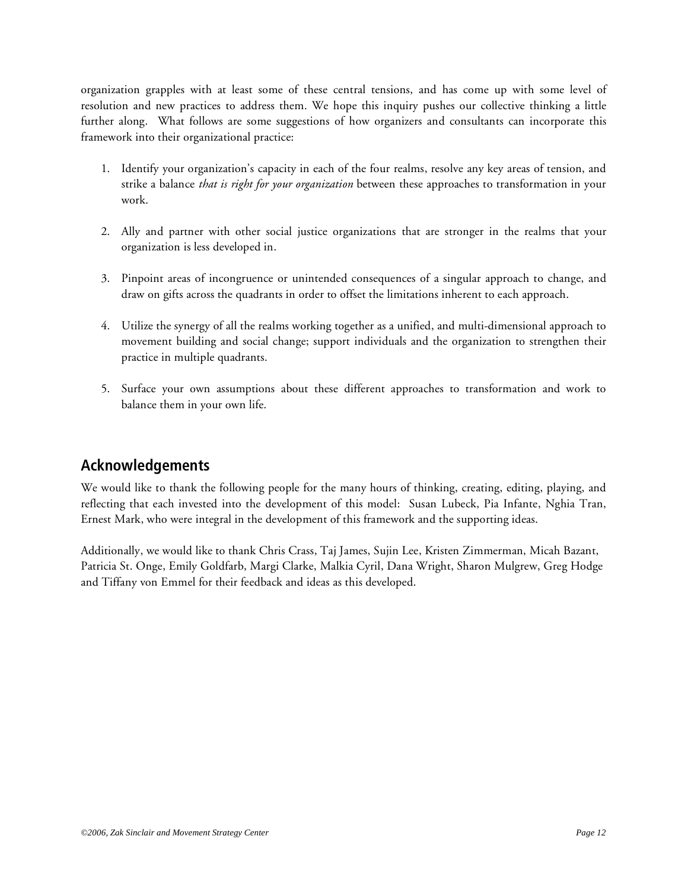organization grapples with at least some of these central tensions, and has come up with some level of resolution and new practices to address them. We hope this inquiry pushes our collective thinking a little further along. What follows are some suggestions of how organizers and consultants can incorporate this framework into their organizational practice:

1. Identify your organization's capacity in each of the four realms, resolve any key areas of tension, and strike a balance *that is right for your organization* between these approaches to transformation in your work.

2. Ally and partner with other social justice organizations that are stronger in the realms that your organization is less developed in.

3. Pinpoint areas of incongruence or unintended consequences of a singular approach to change, and draw on gifts across the quadrants in order to offset the limitations inherent to each approach.

4. Utilize the synergy of all the realms working together as a unified, and multi-dimensional approach to movement building and social change; support individuals and the organization to strengthen their practice in multiple quadrants.

5. Surface your own assumptions about these different approaches to transformation and work to balance them in your own life.

## Acknowledgements

We would like to thank the following people for the many hours of thinking, creating, editing, playing, and reflecting that each invested into the development of this model: Susan Lubeck, Pia Infante, Nghia Tran, Ernest Mark, who were integral in the development of this framework and the supporting ideas.

Additionally, we would like to thank Chris Crass, Taj James, Sujin Lee, Kristen Zimmerman, Micah Bazant, Patricia St. Onge, Emily Goldfarb, Margi Clarke, Malkia Cyril, Dana Wright, Sharon Mulgrew, Greg Hodge and Tiffany von Emmel for their feedback and ideas as this developed.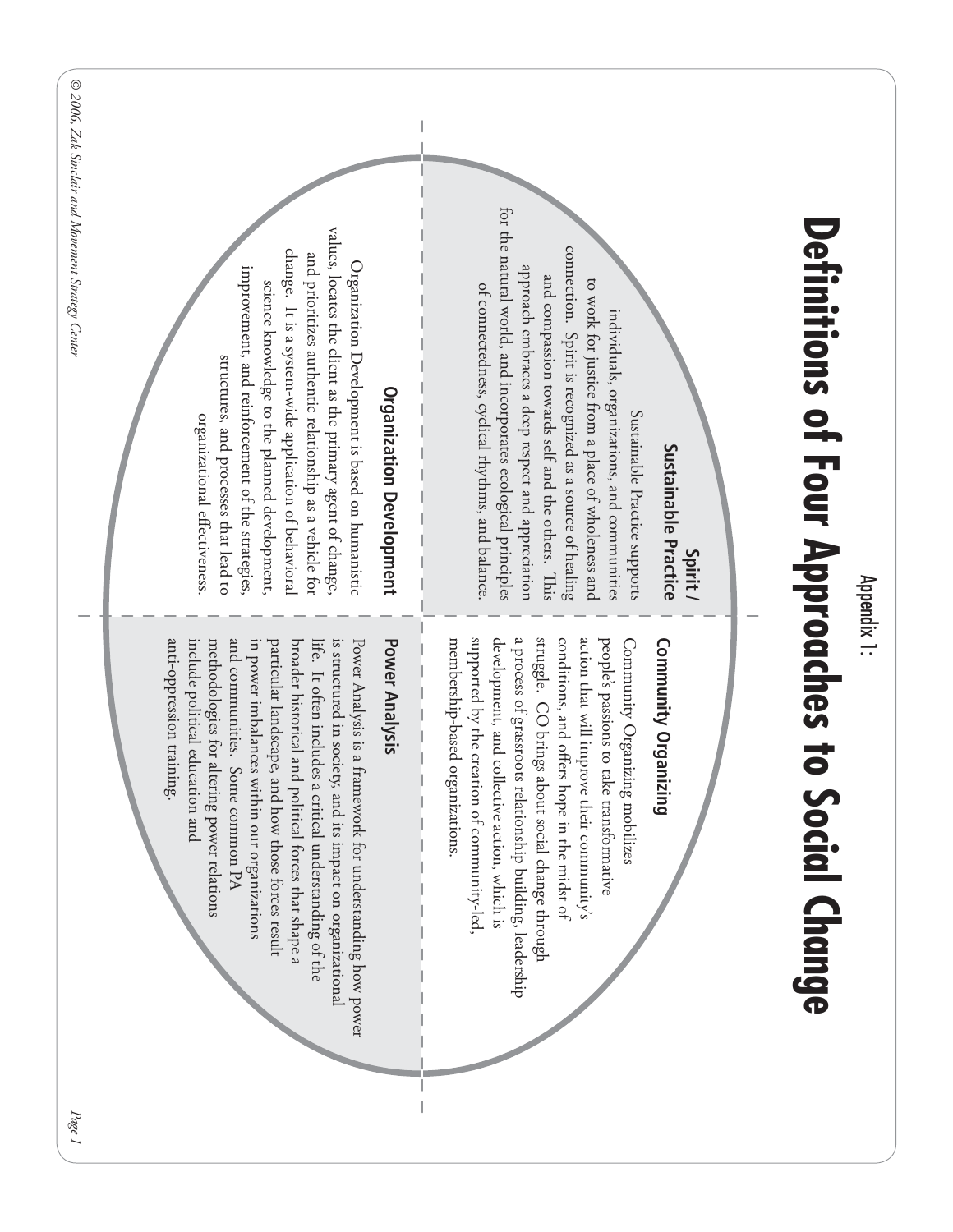Appendix 1:

# Definitions of Four Approaches to Social Change

## Spirit / Sustainable Practice

Sustainable Practice supports individuals, organizations, and communities to work for justice from a place of wholeness and connection. Spirit is recognized as a source of healing and compassion towards self and the others. This approach embraces a deep respect and appreciation for the natural world, and incorporates ecological principles of connectedness, cyclical rhythms, and balance.

## Community Organizing

Community Organizing mobilizes people's passions to take transformative action that will improve their community's conditions, and offers hope in the midst of struggle. CO brings about social change through a process of grassroots relationship building, leadership development, and collective action, which is supported by the creation of community-led, membership-based organizations.

## Organization Development

Organization Development is based on humanistic values, locates the client as the primary agent of change, and prioritizes authentic relationship as a vehicle for change. It is a system-wide application of behavioral science knowledge to the planned development, improvement, and reinforcement of the strategies, structures, and processes that lead to organizational effectiveness.

## Power Analysis

Power Analysis is a framework for understanding how power is structured in society, and its impact on organizational life. It often includes a critical understanding of the broader historical and political forces that shape a particular landscape, and how those forces result in power imbalances within our organizations and communities. Some common PA methodologies for altering power relations include political education and anti-oppression training.

*© 2006, Zak Sinclair and Movement Strategy Center*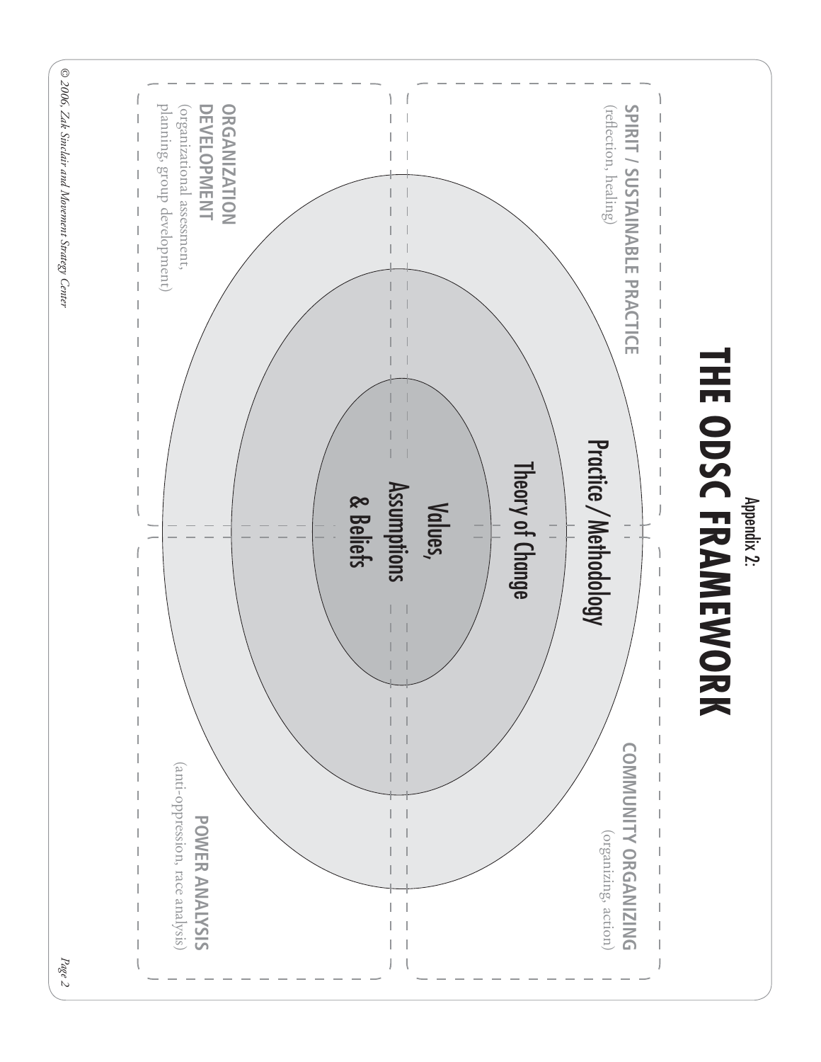Appendix 2:

# THE ODSC FRAMEWORK

**SPIRIT / SUSTAINABLE PRACTICE**
(reflection, healing)

**COMMUNITY ORGANIZING**
(organizing, action)

**ORGANIZATION DEVELOPMENT**
(organizational assessment, planning, group development)

**POWER ANALYSIS**
(anti-oppression, race analysis)

Practice / Methodology

Theory of Change

Values, Assumptions & Beliefs

*© 2006, Zak Sinclair and Movement Strategy Center*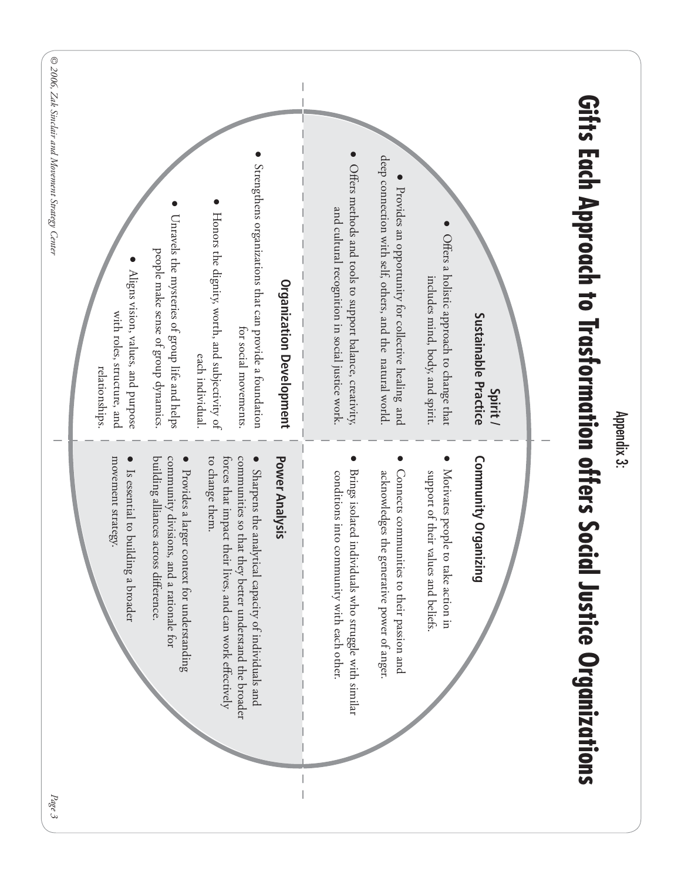Appendix 3:

# Gifts Each Approach to Trasformation offers Social Justice Organizations

## Spirit / Sustainable Practice

- Offers a holistic approach to change that includes mind, body, and spirit.
- Provides an opportunity for collective healing and deep connection with self, others, and the natural world.
- Offers methods and tools to support balance, creativity, and cultural recognition in social justice work.

## Community Organizing

- Motivates people to take action in support of their values and beliefs.
- Connects communities to their passion and acknowledges the generative power of anger.
- Brings isolated individuals who struggle with similar conditions into community with each other.

## Organization Development

- Strengthens organizations that can provide a foundation for social movements.
- Honors the dignity, worth, and subjectivity of each individual.
- Unravels the mysteries of group life and helps people make sense of group dynamics.
- Aligns vision, values, and purpose with roles, structure, and relationships.

## Power Analysis

- Sharpens the analytical capacity of individuals and communities so that they better understand the broader forces that impact their lives, and can work effectively to change them.
- Provides a larger context for understanding community divisions, and a rationale for building alliances across difference.
- Is essential to building a broader movement strategy.

*© 2006, Zak Sinclair and Movement Strategy Center*